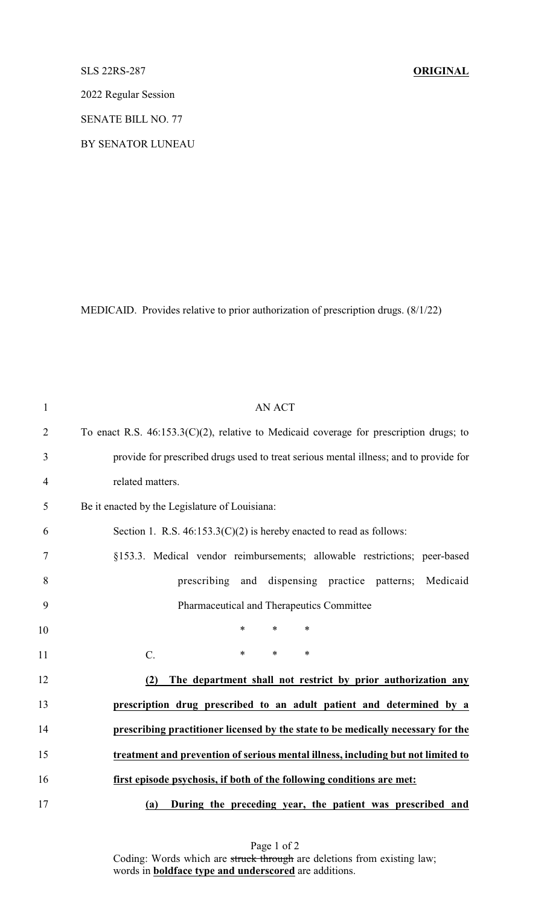SLS 22RS-287 **ORIGINAL**

2022 Regular Session

SENATE BILL NO. 77

BY SENATOR LUNEAU

MEDICAID. Provides relative to prior authorization of prescription drugs. (8/1/22)

AN ACT

To enact R.S. 46:153.3(C)(2), relative to Medicaid coverage for prescription drugs; to provide for prescribed drugs used to treat serious mental illness; and to provide for related matters.

Be it enacted by the Legislature of Louisiana:

Section 1. R.S. 46:153.3(C)(2) is hereby enacted to read as follows:

§153.3. Medical vendor reimbursements; allowable restrictions; peer-based prescribing and dispensing practice patterns; Medicaid Pharmaceutical and Therapeutics Committee

\* \* \*

C. \* \* \*

**(2) The department shall not restrict by prior authorization any prescription drug prescribed to an adult patient and determined by a prescribing practitioner licensed by the state to be medically necessary for the treatment and prevention of serious mental illness, including but not limited to first episode psychosis, if both of the following conditions are met:**

**(a) During the preceding year, the patient was prescribed and**

Coding: Words which are ~~struck through~~ are deletions from existing law; words in **boldface type and underscored** are additions.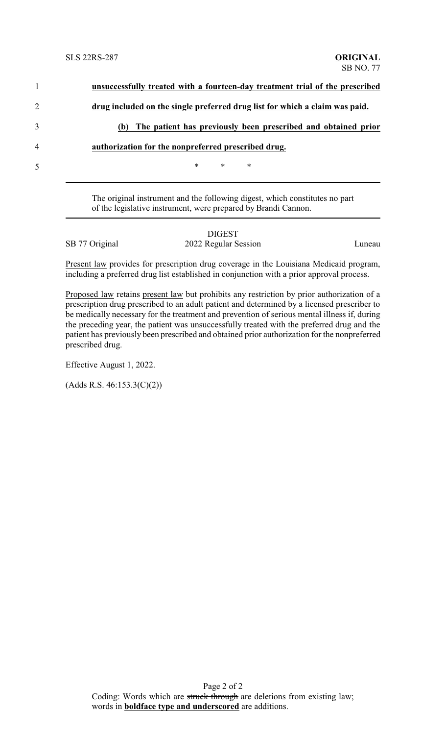**unsuccessfully treated with a fourteen-day treatment trial of the prescribed drug included on the single preferred drug list for which a claim was paid.**

**(b) The patient has previously been prescribed and obtained prior authorization for the nonpreferred prescribed drug.**

\* \* \*

The original instrument and the following digest, which constitutes no part of the legislative instrument, were prepared by Brandi Cannon.

DIGEST

SB 77 Original — 2022 Regular Session — Luneau

Present law provides for prescription drug coverage in the Louisiana Medicaid program, including a preferred drug list established in conjunction with a prior approval process.

Proposed law retains present law but prohibits any restriction by prior authorization of a prescription drug prescribed to an adult patient and determined by a licensed prescriber to be medically necessary for the treatment and prevention of serious mental illness if, during the preceding year, the patient was unsuccessfully treated with the preferred drug and the patient has previously been prescribed and obtained prior authorization for the nonpreferred prescribed drug.

Effective August 1, 2022.

(Adds R.S. 46:153.3(C)(2))

Coding: Words which are ~~struck through~~ are deletions from existing law; words in **boldface type and underscored** are additions.